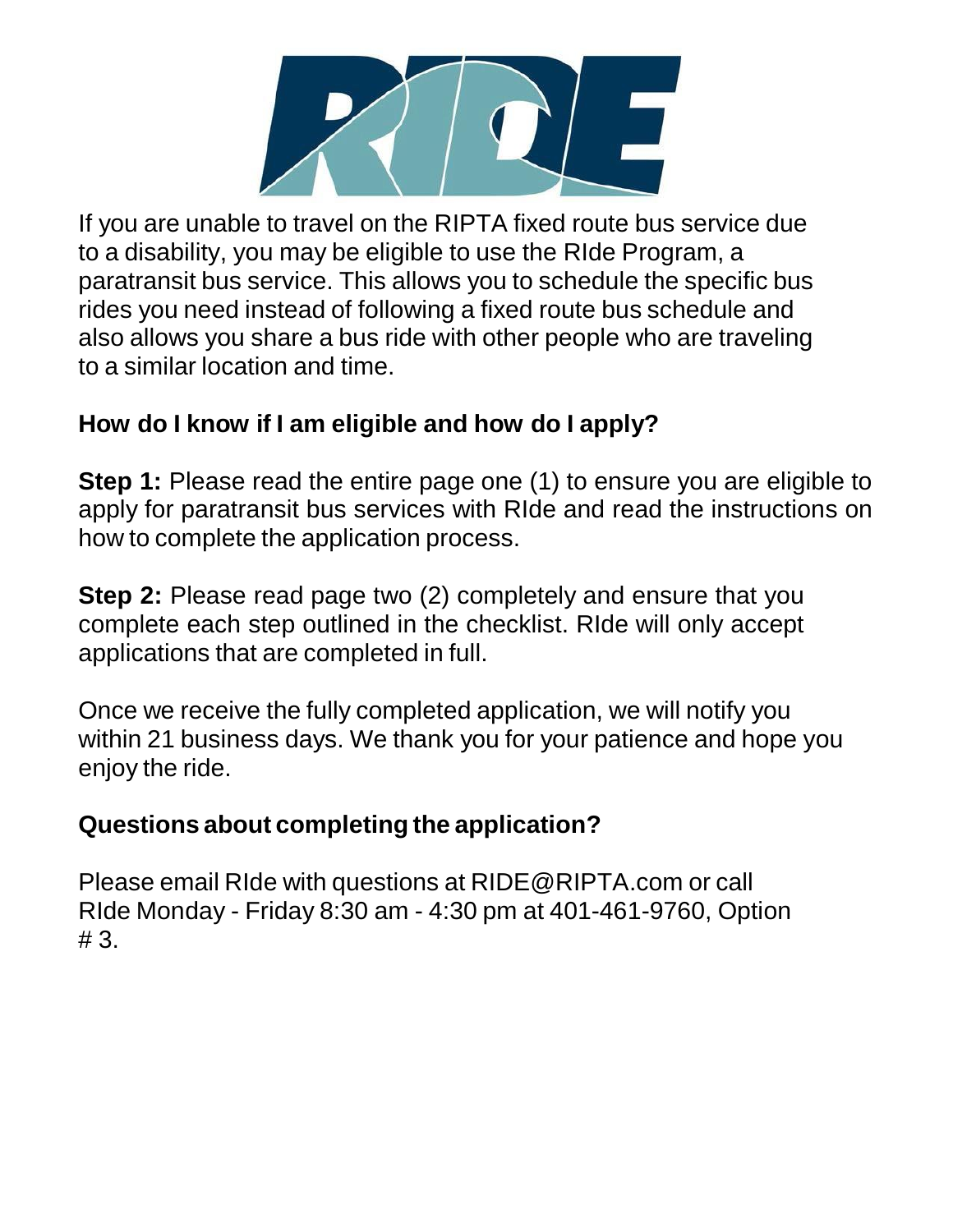If you are unable to travel on the RIPTA fixed route bus service due to a disability, you may be eligible to use the RIde Program, a paratransit bus service. This allows you to schedule the specific bus rides you need instead of following a fixed route bus schedule and also allows you share a bus ride with other people who are traveling to a similar location and time.

## How do I know if I am eligible and how do I apply?

**Step 1:** Please read the entire page one (1) to ensure you are eligible to apply for paratransit bus services with RIde and read the instructions on how to complete the application process.

**Step 2:** Please read page two (2) completely and ensure that you complete each step outlined in the checklist. RIde will only accept applications that are completed in full.

Once we receive the fully completed application, we will notify you within 21 business days. We thank you for your patience and hope you enjoy the ride.

## Questions about completing the application?

Please email RIde with questions at RIDE@RIPTA.com or call RIde Monday - Friday 8:30 am - 4:30 pm at 401-461-9760, Option # 3.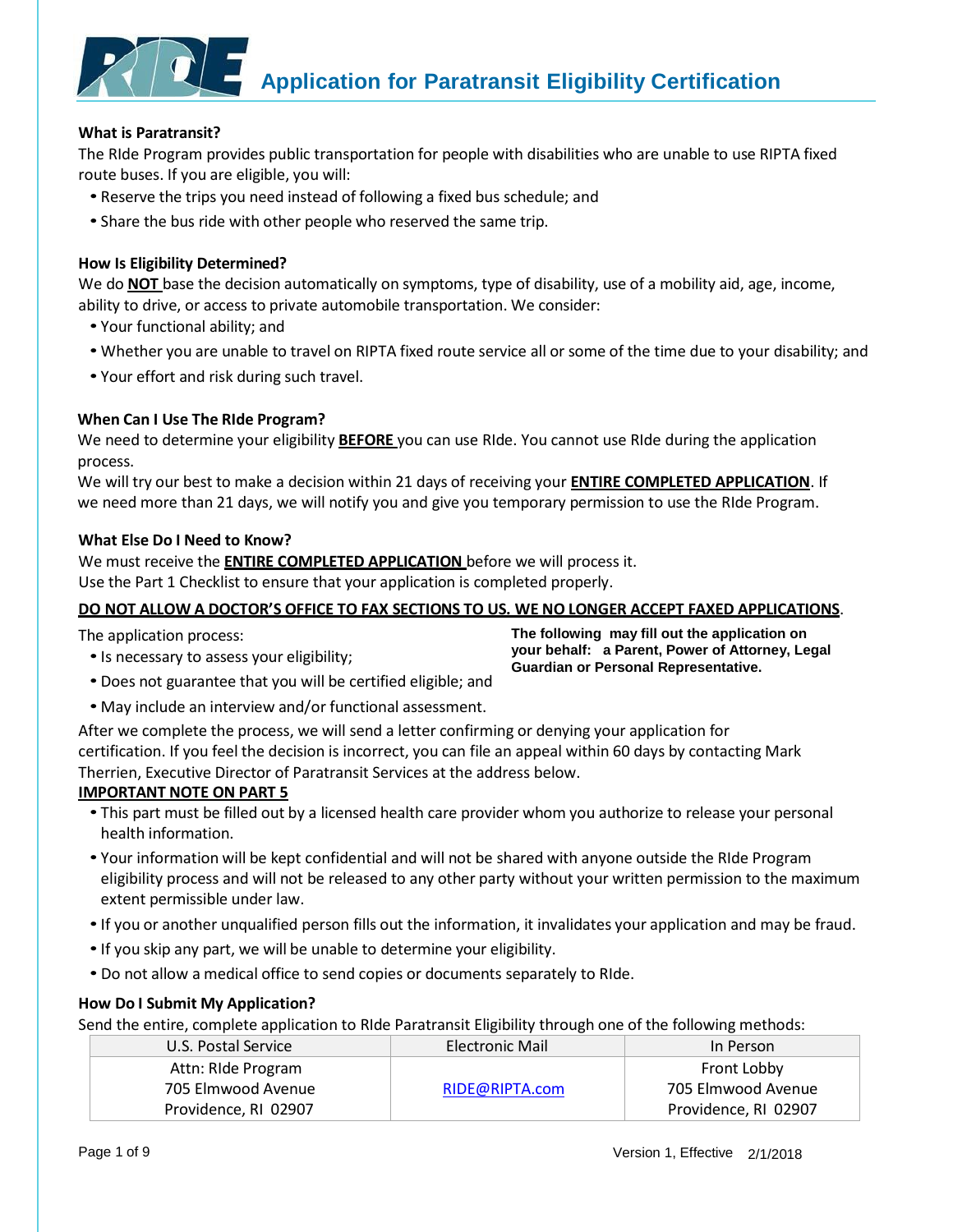# Application for Paratransit Eligibility Certification

### What is Paratransit?

The RIde Program provides public transportation for people with disabilities who are unable to use RIPTA fixed route buses. If you are eligible, you will:

- Reserve the trips you need instead of following a fixed bus schedule; and
- Share the bus ride with other people who reserved the same trip.

### How Is Eligibility Determined?

We do **NOT** base the decision automatically on symptoms, type of disability, use of a mobility aid, age, income, ability to drive, or access to private automobile transportation. We consider:

- Your functional ability; and
- Whether you are unable to travel on RIPTA fixed route service all or some of the time due to your disability; and
- Your effort and risk during such travel.

### When Can I Use The RIde Program?

We need to determine your eligibility **BEFORE** you can use RIde. You cannot use RIde during the application process.

We will try our best to make a decision within 21 days of receiving your **ENTIRE COMPLETED APPLICATION**. If we need more than 21 days, we will notify you and give you temporary permission to use the RIde Program.

### What Else Do I Need to Know?

We must receive the **ENTIRE COMPLETED APPLICATION** before we will process it.
Use the Part 1 Checklist to ensure that your application is completed properly.

**DO NOT ALLOW A DOCTOR'S OFFICE TO FAX SECTIONS TO US. WE NO LONGER ACCEPT FAXED APPLICATIONS**.

The application process:

- Is necessary to assess your eligibility;
- Does not guarantee that you will be certified eligible; and
- May include an interview and/or functional assessment.

**The following may fill out the application on your behalf: a Parent, Power of Attorney, Legal Guardian or Personal Representative.**

After we complete the process, we will send a letter confirming or denying your application for certification. If you feel the decision is incorrect, you can file an appeal within 60 days by contacting Mark Therrien, Executive Director of Paratransit Services at the address below.

**IMPORTANT NOTE ON PART 5**

- This part must be filled out by a licensed health care provider whom you authorize to release your personal health information.
- Your information will be kept confidential and will not be shared with anyone outside the RIde Program eligibility process and will not be released to any other party without your written permission to the maximum extent permissible under law.
- If you or another unqualified person fills out the information, it invalidates your application and may be fraud.
- If you skip any part, we will be unable to determine your eligibility.
- Do not allow a medical office to send copies or documents separately to RIde.

### How Do I Submit My Application?

Send the entire, complete application to RIde Paratransit Eligibility through one of the following methods:

| U.S. Postal Service | Electronic Mail | In Person |
|---|---|---|
| Attn: RIde Program<br>705 Elmwood Avenue<br>Providence, RI 02907 | RIDE@RIPTA.com | Front Lobby<br>705 Elmwood Avenue<br>Providence, RI 02907 |

Version 1, Effective 2/1/2018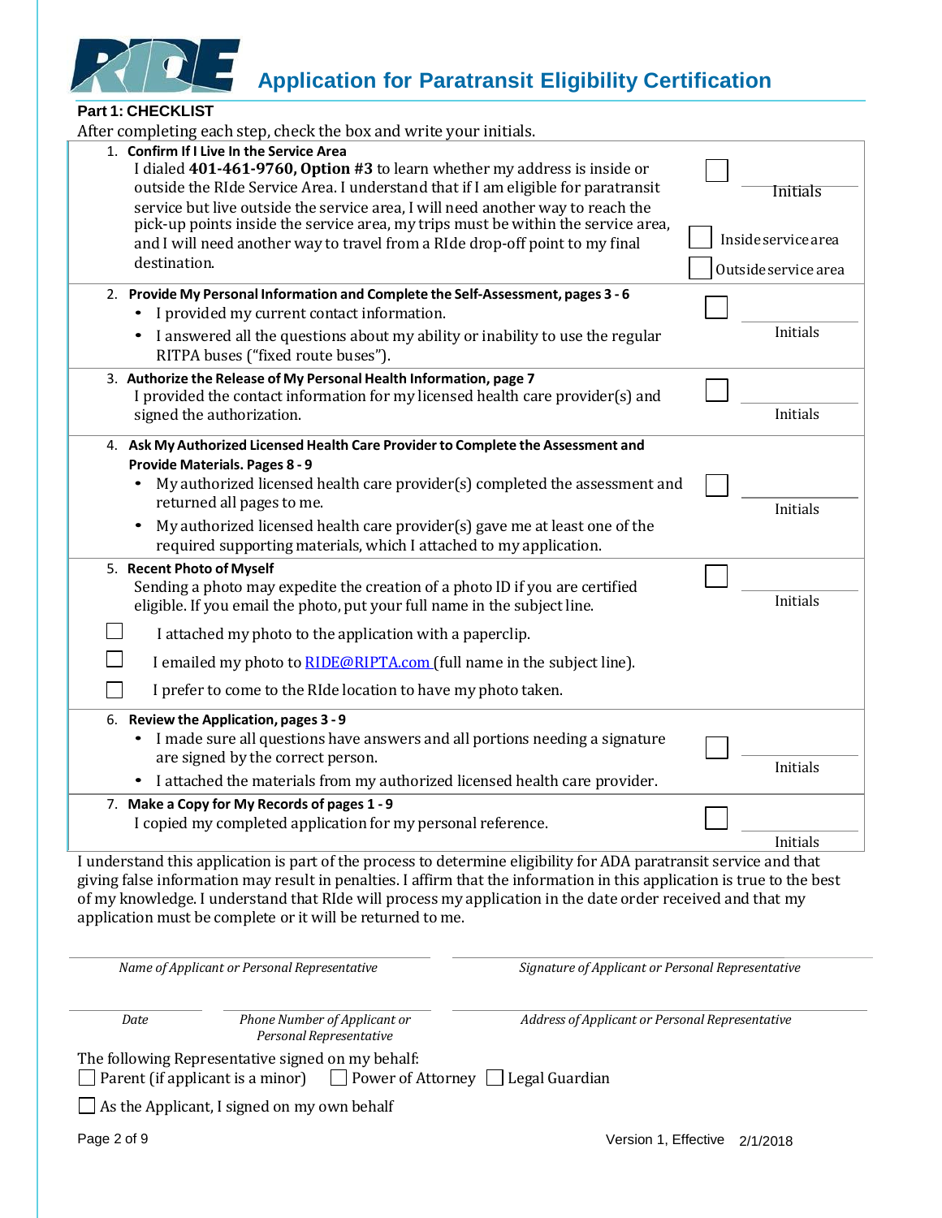# Application for Paratransit Eligibility Certification

## Part 1: CHECKLIST

After completing each step, check the box and write your initials.

| Step | Check | Initials |
|---|---|---|
| 1. **Confirm If I Live In the Service Area**<br>I dialed **401-461-9760, Option #3** to learn whether my address is inside or outside the RIde Service Area. I understand that if I am eligible for paratransit service but live outside the service area, I will need another way to reach the pick-up points inside the service area, my trips must be within the service area, and I will need another way to travel from a RIde drop-off point to my final destination. | ☐<br>☐ Inside service area<br>☐ Outside service area | Initials |
| 2. **Provide My Personal Information and Complete the Self-Assessment, pages 3 - 6**<br>• I provided my current contact information.<br>• I answered all the questions about my ability or inability to use the regular RITPA buses ("fixed route buses"). | ☐ | Initials |
| 3. **Authorize the Release of My Personal Health Information, page 7**<br>I provided the contact information for my licensed health care provider(s) and signed the authorization. | ☐ | Initials |
| 4. **Ask My Authorized Licensed Health Care Provider to Complete the Assessment and Provide Materials. Pages 8 - 9**<br>• My authorized licensed health care provider(s) completed the assessment and returned all pages to me.<br>• My authorized licensed health care provider(s) gave me at least one of the required supporting materials, which I attached to my application. | ☐ | Initials |
| 5. **Recent Photo of Myself**<br>Sending a photo may expedite the creation of a photo ID if you are certified eligible. If you email the photo, put your full name in the subject line.<br>☐ I attached my photo to the application with a paperclip.<br>☐ I emailed my photo to RIDE@RIPTA.com (full name in the subject line).<br>☐ I prefer to come to the RIde location to have my photo taken. | ☐ | Initials |
| 6. **Review the Application, pages 3 - 9**<br>• I made sure all questions have answers and all portions needing a signature are signed by the correct person.<br>• I attached the materials from my authorized licensed health care provider. | ☐ | Initials |
| 7. **Make a Copy for My Records of pages 1 - 9**<br>I copied my completed application for my personal reference. | ☐ | Initials |

I understand this application is part of the process to determine eligibility for ADA paratransit service and that giving false information may result in penalties. I affirm that the information in this application is true to the best of my knowledge. I understand that RIde will process my application in the date order received and that my application must be complete or it will be returned to me.

| | |
|---|---|
| *Name of Applicant or Personal Representative* | *Signature of Applicant or Personal Representative* |

| | | |
|---|---|---|
| *Date* | *Phone Number of Applicant or Personal Representative* | *Address of Applicant or Personal Representative* |

The following Representative signed on my behalf:
☐ Parent (if applicant is a minor) ☐ Power of Attorney ☐ Legal Guardian

☐ As the Applicant, I signed on my own behalf

Version 1, Effective 2/1/2018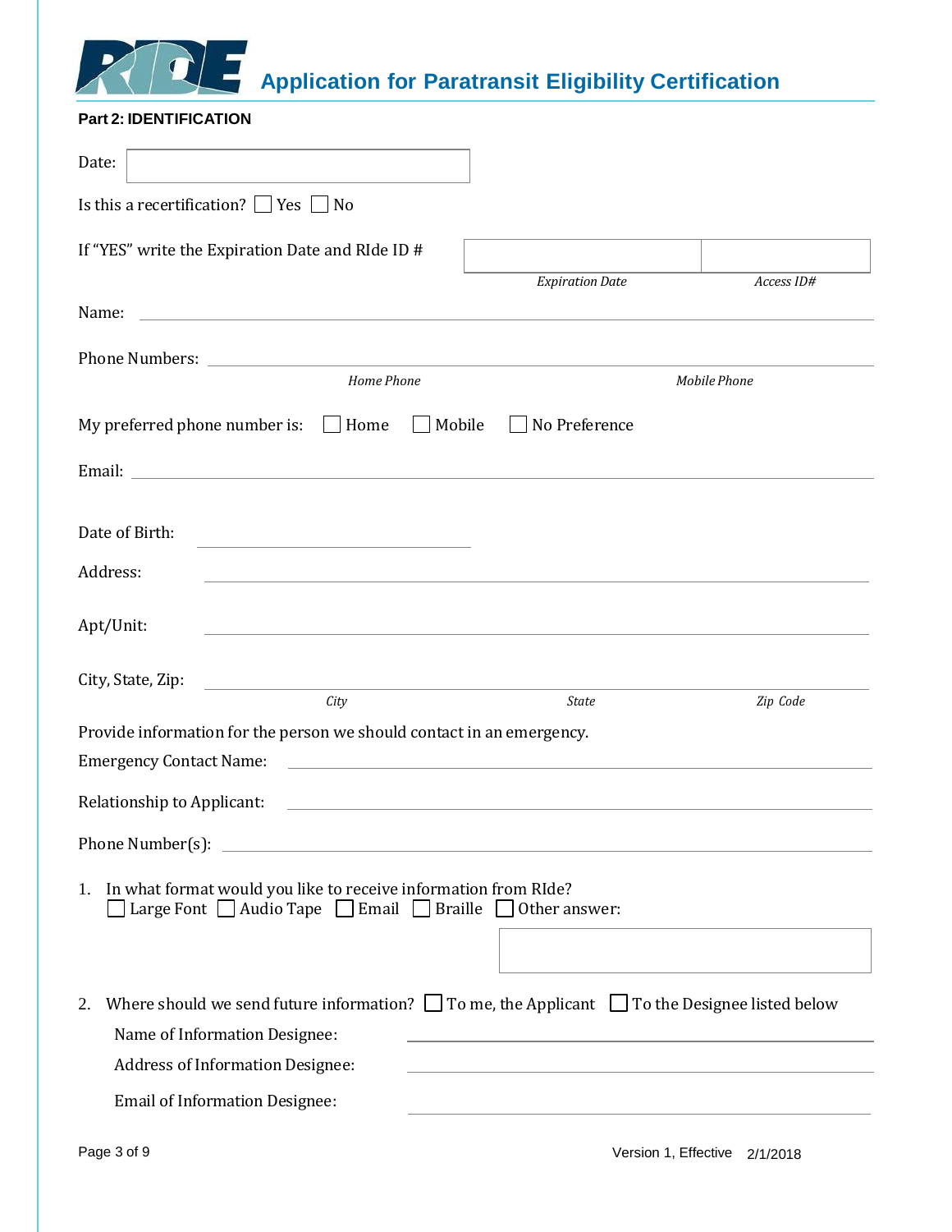# Application for Paratransit Eligibility Certification

**Part 2: IDENTIFICATION**

Date: ______________________

Is this a recertification? ☐ Yes ☐ No

If "YES" write the Expiration Date and RIde ID # ______________________ ______________________

*Expiration Date* *Access ID#*

Name: ______________________

Phone Numbers: ______________________ ______________________

*Home Phone* *Mobile Phone*

My preferred phone number is: ☐ Home ☐ Mobile ☐ No Preference

Email: ______________________

Date of Birth: ______________________

Address: ______________________

Apt/Unit: ______________________

City, State, Zip: ______________________ ______________________ ______________________

*City* *State* *Zip Code*

Provide information for the person we should contact in an emergency.

Emergency Contact Name: ______________________

Relationship to Applicant: ______________________

Phone Number(s): ______________________

1. In what format would you like to receive information from RIde?
   ☐ Large Font ☐ Audio Tape ☐ Email ☐ Braille ☐ Other answer: ______________________

2. Where should we send future information? ☐ To me, the Applicant ☐ To the Designee listed below

   Name of Information Designee: ______________________

   Address of Information Designee: ______________________

   Email of Information Designee: ______________________

Version 1, Effective 2/1/2018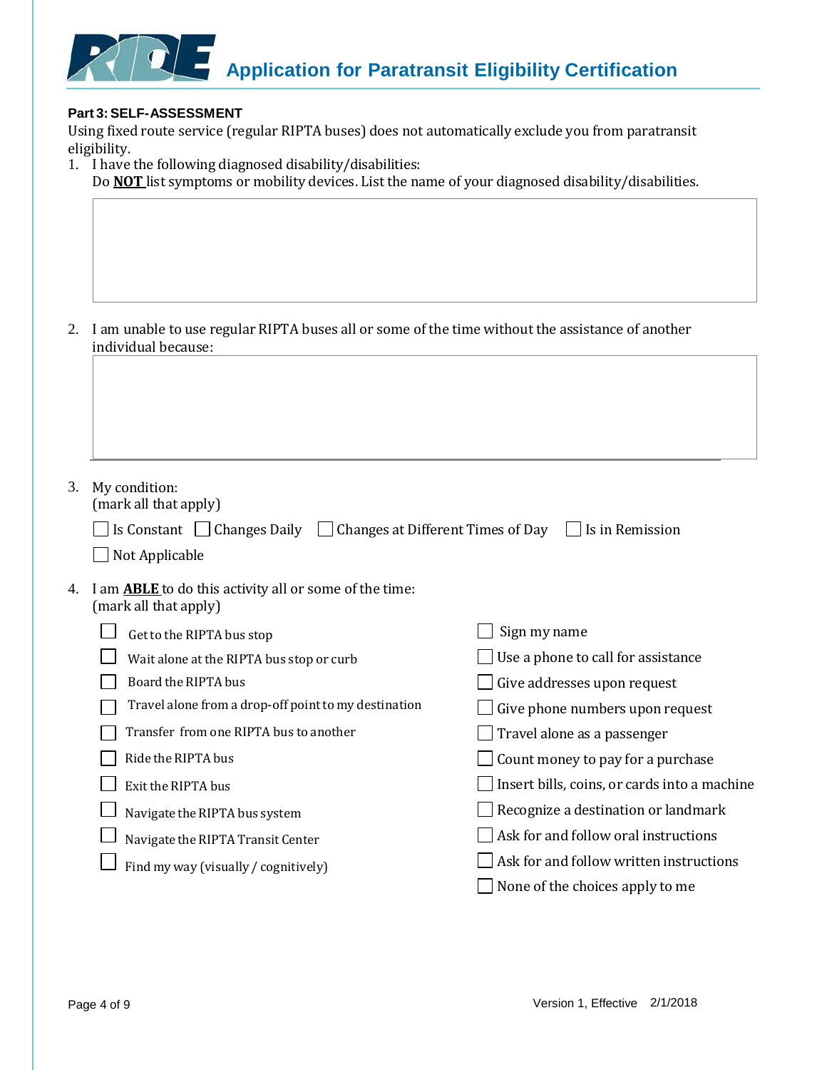# Application for Paratransit Eligibility Certification

**Part 3: SELF-ASSESSMENT**

Using fixed route service (regular RIPTA buses) does not automatically exclude you from paratransit eligibility.

1. I have the following diagnosed disability/disabilities:
   Do **NOT** list symptoms or mobility devices. List the name of your diagnosed disability/disabilities.

2. I am unable to use regular RIPTA buses all or some of the time without the assistance of another individual because:

3. My condition:
   (mark all that apply)

   ☐ Is Constant ☐ Changes Daily ☐ Changes at Different Times of Day ☐ Is in Remission

   ☐ Not Applicable

4. I am **ABLE** to do this activity all or some of the time:
   (mark all that apply)

   - ☐ Get to the RIPTA bus stop
   - ☐ Wait alone at the RIPTA bus stop or curb
   - ☐ Board the RIPTA bus
   - ☐ Travel alone from a drop-off point to my destination
   - ☐ Transfer from one RIPTA bus to another
   - ☐ Ride the RIPTA bus
   - ☐ Exit the RIPTA bus
   - ☐ Navigate the RIPTA bus system
   - ☐ Navigate the RIPTA Transit Center
   - ☐ Find my way (visually / cognitively)
   - ☐ Sign my name
   - ☐ Use a phone to call for assistance
   - ☐ Give addresses upon request
   - ☐ Give phone numbers upon request
   - ☐ Travel alone as a passenger
   - ☐ Count money to pay for a purchase
   - ☐ Insert bills, coins, or cards into a machine
   - ☐ Recognize a destination or landmark
   - ☐ Ask for and follow oral instructions
   - ☐ Ask for and follow written instructions
   - ☐ None of the choices apply to me

Version 1, Effective 2/1/2018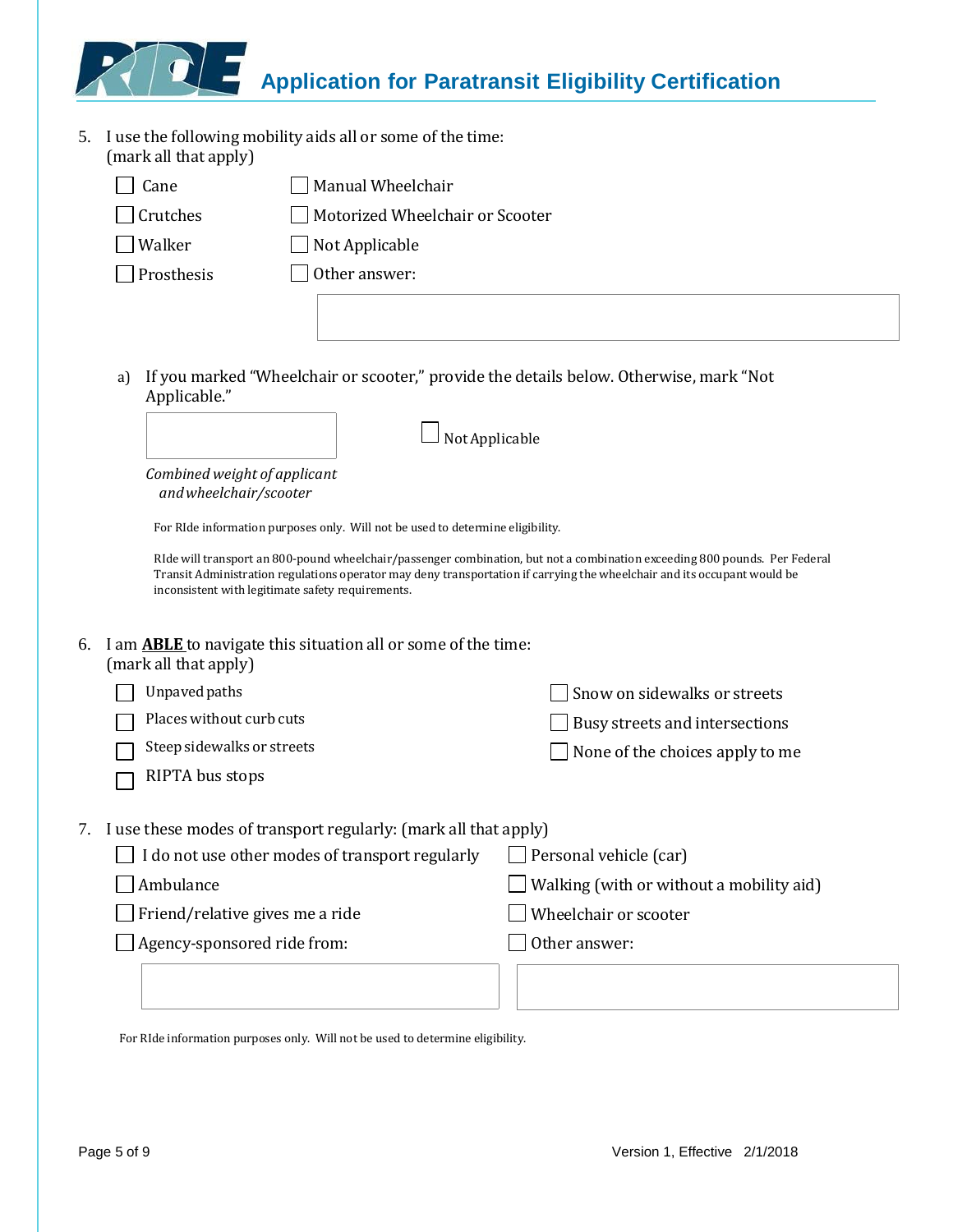# Application for Paratransit Eligibility Certification

5. I use the following mobility aids all or some of the time:
   (mark all that apply)

   - ☐ Cane
   - ☐ Crutches
   - ☐ Walker
   - ☐ Prosthesis
   - ☐ Manual Wheelchair
   - ☐ Motorized Wheelchair or Scooter
   - ☐ Not Applicable
   - ☐ Other answer: ____________________

   a) If you marked "Wheelchair or scooter," provide the details below. Otherwise, mark "Not Applicable."

   ____________________ ☐ Not Applicable

   *Combined weight of applicant and wheelchair/scooter*

   For RIde information purposes only. Will not be used to determine eligibility.

   RIde will transport an 800-pound wheelchair/passenger combination, but not a combination exceeding 800 pounds. Per Federal Transit Administration regulations operator may deny transportation if carrying the wheelchair and its occupant would be inconsistent with legitimate safety requirements.

6. I am **ABLE** to navigate this situation all or some of the time:
   (mark all that apply)

   - ☐ Unpaved paths
   - ☐ Places without curb cuts
   - ☐ Steep sidewalks or streets
   - ☐ RIPTA bus stops
   - ☐ Snow on sidewalks or streets
   - ☐ Busy streets and intersections
   - ☐ None of the choices apply to me

7. I use these modes of transport regularly: (mark all that apply)

   - ☐ I do not use other modes of transport regularly
   - ☐ Ambulance
   - ☐ Friend/relative gives me a ride
   - ☐ Agency-sponsored ride from: ____________________
   - ☐ Personal vehicle (car)
   - ☐ Walking (with or without a mobility aid)
   - ☐ Wheelchair or scooter
   - ☐ Other answer: ____________________

   For RIde information purposes only. Will not be used to determine eligibility.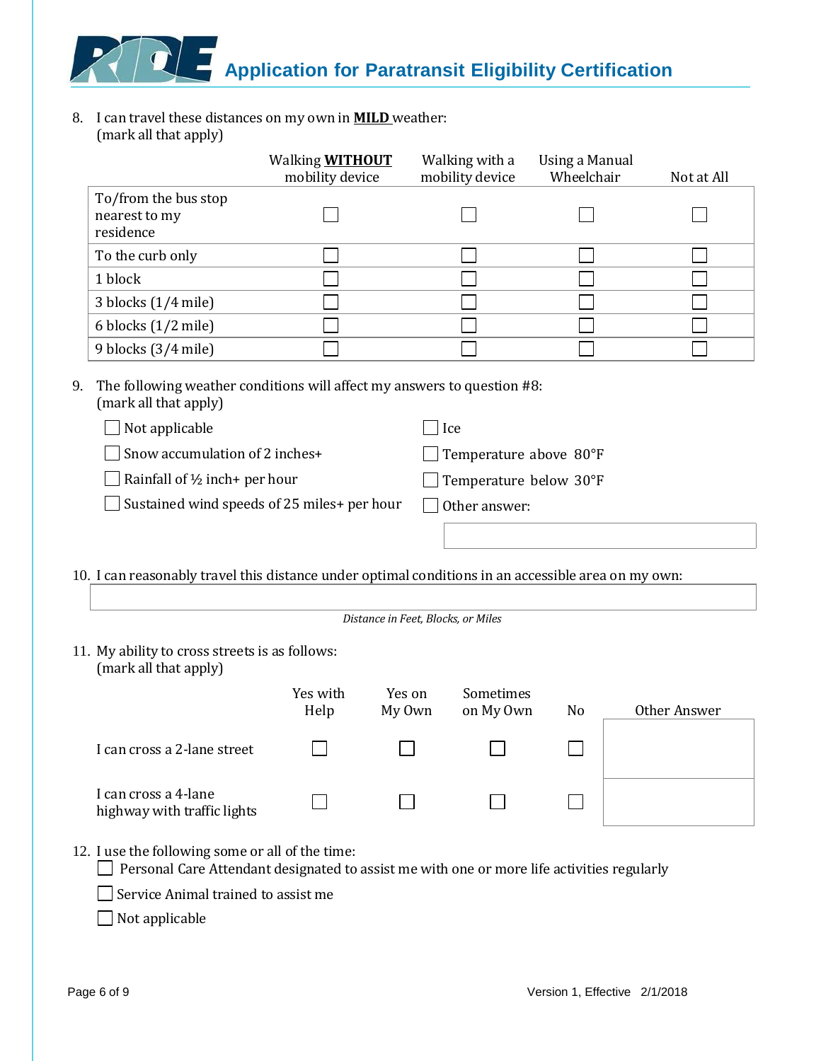8. I can travel these distances on my own in **MILD** weather:
   (mark all that apply)

| | Walking **WITHOUT** mobility device | Walking with a mobility device | Using a Manual Wheelchair | Not at All |
|---|---|---|---|---|
| To/from the bus stop nearest to my residence | ☐ | ☐ | ☐ | ☐ |
| To the curb only | ☐ | ☐ | ☐ | ☐ |
| 1 block | ☐ | ☐ | ☐ | ☐ |
| 3 blocks (1/4 mile) | ☐ | ☐ | ☐ | ☐ |
| 6 blocks (1/2 mile) | ☐ | ☐ | ☐ | ☐ |
| 9 blocks (3/4 mile) | ☐ | ☐ | ☐ | ☐ |

9. The following weather conditions will affect my answers to question #8:
   (mark all that apply)

   ☐ Not applicable
   ☐ Snow accumulation of 2 inches+
   ☐ Rainfall of ½ inch+ per hour
   ☐ Sustained wind speeds of 25 miles+ per hour
   ☐ Ice
   ☐ Temperature above 80°F
   ☐ Temperature below 30°F
   ☐ Other answer: \_\_\_\_\_\_\_\_\_\_

10. I can reasonably travel this distance under optimal conditions in an accessible area on my own:

    \_\_\_\_\_\_\_\_\_\_

    *Distance in Feet, Blocks, or Miles*

11. My ability to cross streets is as follows:
    (mark all that apply)

| | Yes with Help | Yes on My Own | Sometimes on My Own | No | Other Answer |
|---|---|---|---|---|---|
| I can cross a 2-lane street | ☐ | ☐ | ☐ | ☐ | |
| I can cross a 4-lane highway with traffic lights | ☐ | ☐ | ☐ | ☐ | |

12. I use the following some or all of the time:

    ☐ Personal Care Attendant designated to assist me with one or more life activities regularly
    ☐ Service Animal trained to assist me
    ☐ Not applicable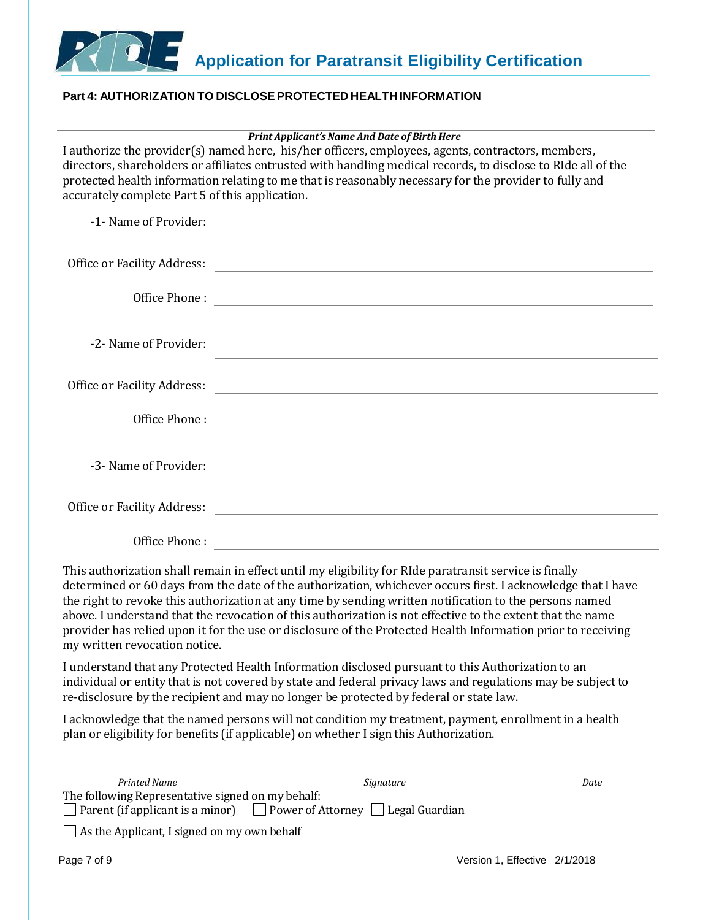# Application for Paratransit Eligibility Certification

**Part 4: AUTHORIZATION TO DISCLOSE PROTECTED HEALTH INFORMATION**

______________________________________________

*Print Applicant's Name And Date of Birth Here*

I authorize the provider(s) named here, his/her officers, employees, agents, contractors, members, directors, shareholders or affiliates entrusted with handling medical records, to disclose to RIde all of the protected health information relating to me that is reasonably necessary for the provider to fully and accurately complete Part 5 of this application.

-1- Name of Provider: ______________________________________________

Office or Facility Address: ______________________________________________

Office Phone : ______________________________________________

-2- Name of Provider: ______________________________________________

Office or Facility Address: ______________________________________________

Office Phone : ______________________________________________

-3- Name of Provider: ______________________________________________

Office or Facility Address: ______________________________________________

Office Phone : ______________________________________________

This authorization shall remain in effect until my eligibility for RIde paratransit service is finally determined or 60 days from the date of the authorization, whichever occurs first. I acknowledge that I have the right to revoke this authorization at any time by sending written notification to the persons named above. I understand that the revocation of this authorization is not effective to the extent that the name provider has relied upon it for the use or disclosure of the Protected Health Information prior to receiving my written revocation notice.

I understand that any Protected Health Information disclosed pursuant to this Authorization to an individual or entity that is not covered by state and federal privacy laws and regulations may be subject to re-disclosure by the recipient and may no longer be protected by federal or state law.

I acknowledge that the named persons will not condition my treatment, payment, enrollment in a health plan or eligibility for benefits (if applicable) on whether I sign this Authorization.

| ______________________ | ______________________ | ______________ |
|---|---|---|
| *Printed Name* | *Signature* | *Date* |

The following Representative signed on my behalf:

☐ Parent (if applicant is a minor) ☐ Power of Attorney ☐ Legal Guardian

☐ As the Applicant, I signed on my own behalf

Version 1, Effective 2/1/2018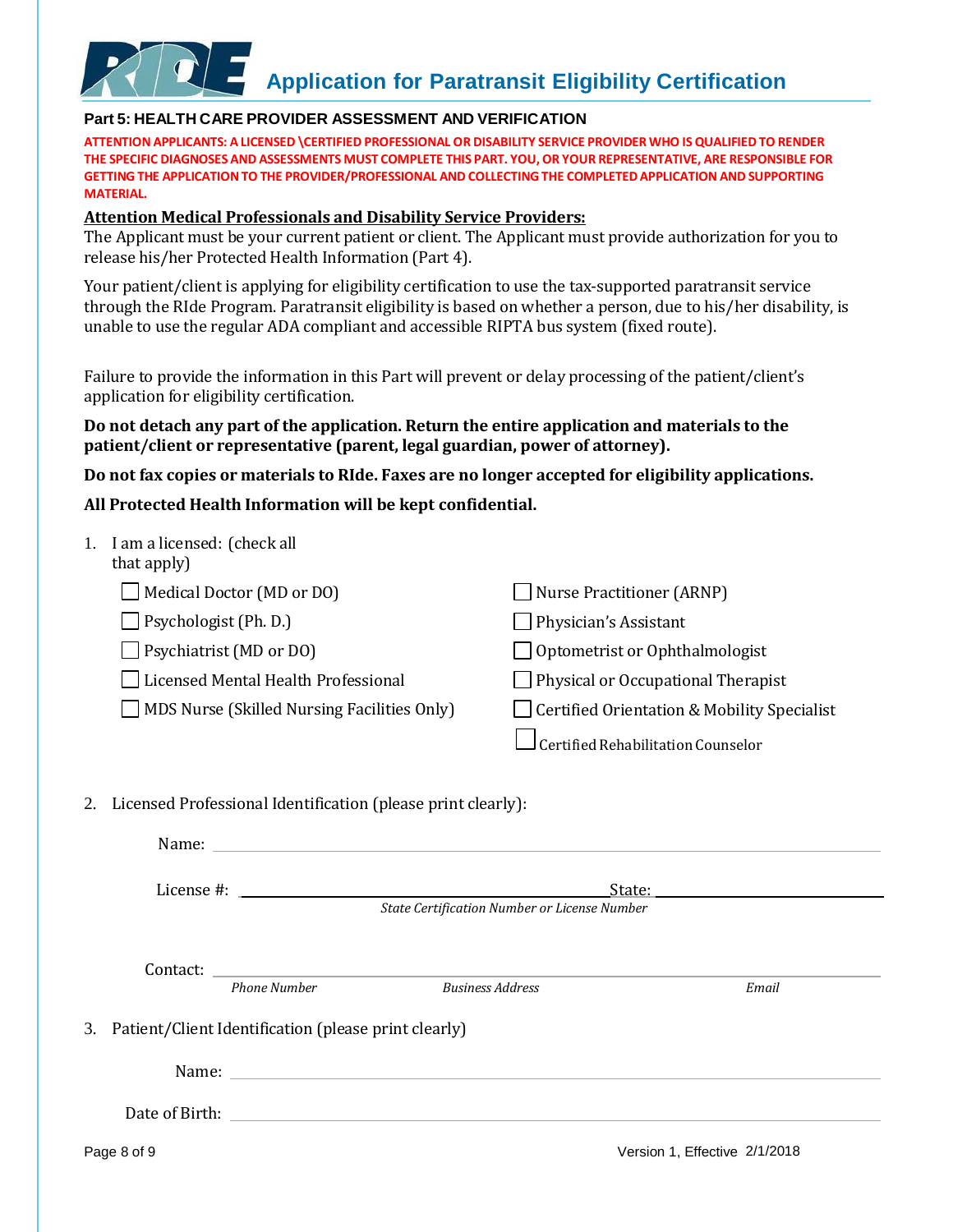# Application for Paratransit Eligibility Certification

## Part 5: HEALTH CARE PROVIDER ASSESSMENT AND VERIFICATION

**ATTENTION APPLICANTS: A LICENSED \CERTIFIED PROFESSIONAL OR DISABILITY SERVICE PROVIDER WHO IS QUALIFIED TO RENDER THE SPECIFIC DIAGNOSES AND ASSESSMENTS MUST COMPLETE THIS PART. YOU, OR YOUR REPRESENTATIVE, ARE RESPONSIBLE FOR GETTING THE APPLICATION TO THE PROVIDER/PROFESSIONAL AND COLLECTING THE COMPLETED APPLICATION AND SUPPORTING MATERIAL.**

**Attention Medical Professionals and Disability Service Providers:**

The Applicant must be your current patient or client. The Applicant must provide authorization for you to release his/her Protected Health Information (Part 4).

Your patient/client is applying for eligibility certification to use the tax-supported paratransit service through the RIde Program. Paratransit eligibility is based on whether a person, due to his/her disability, is unable to use the regular ADA compliant and accessible RIPTA bus system (fixed route).

Failure to provide the information in this Part will prevent or delay processing of the patient/client's application for eligibility certification.

**Do not detach any part of the application. Return the entire application and materials to the patient/client or representative (parent, legal guardian, power of attorney).**

**Do not fax copies or materials to RIde. Faxes are no longer accepted for eligibility applications.**

**All Protected Health Information will be kept confidential.**

1. I am a licensed: (check all that apply)

   - ☐ Medical Doctor (MD or DO)
   - ☐ Psychologist (Ph. D.)
   - ☐ Psychiatrist (MD or DO)
   - ☐ Licensed Mental Health Professional
   - ☐ MDS Nurse (Skilled Nursing Facilities Only)
   - ☐ Nurse Practitioner (ARNP)
   - ☐ Physician's Assistant
   - ☐ Optometrist or Ophthalmologist
   - ☐ Physical or Occupational Therapist
   - ☐ Certified Orientation & Mobility Specialist
   - ☐ Certified Rehabilitation Counselor

2. Licensed Professional Identification (please print clearly):

   Name: ______________________________

   License #: ______________________________ State: ______________
   *State Certification Number or License Number*

   Contact: ______________________________
   *Phone Number* *Business Address* *Email*

3. Patient/Client Identification (please print clearly)

   Name: ______________________________

   Date of Birth: ______________________________

Version 1, Effective 2/1/2018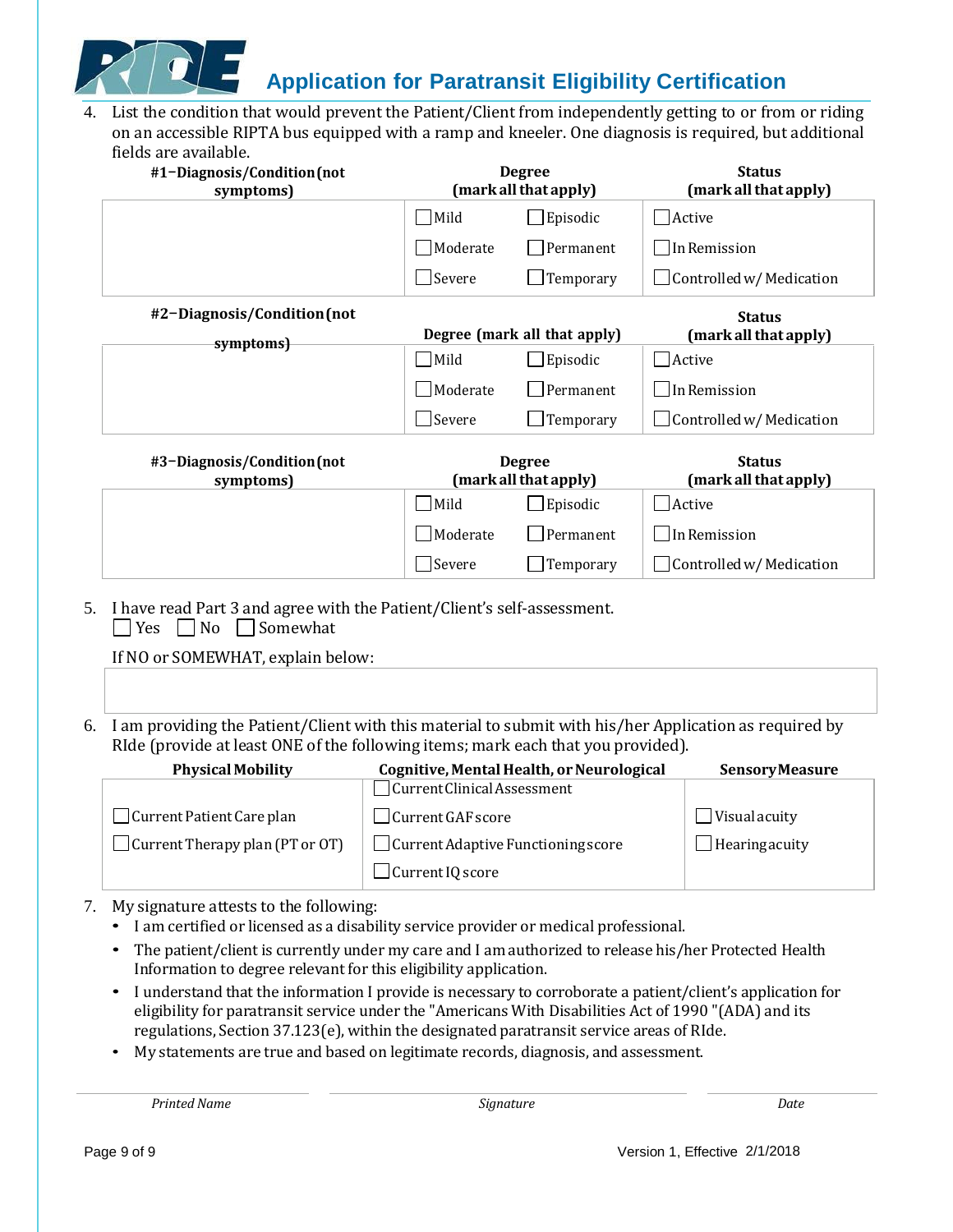# Application for Paratransit Eligibility Certification

4. List the condition that would prevent the Patient/Client from independently getting to or from or riding on an accessible RIPTA bus equipped with a ramp and kneeler. One diagnosis is required, but additional fields are available.

| #1–Diagnosis/Condition (not symptoms) | Degree (mark all that apply) | | Status (mark all that apply) |
|---|---|---|---|
| | ☐ Mild | ☐ Episodic | ☐ Active |
| | ☐ Moderate | ☐ Permanent | ☐ In Remission |
| | ☐ Severe | ☐ Temporary | ☐ Controlled w/ Medication |

| #2–Diagnosis/Condition (not symptoms) | Degree (mark all that apply) | | Status (mark all that apply) |
|---|---|---|---|
| | ☐ Mild | ☐ Episodic | ☐ Active |
| | ☐ Moderate | ☐ Permanent | ☐ In Remission |
| | ☐ Severe | ☐ Temporary | ☐ Controlled w/ Medication |

| #3–Diagnosis/Condition (not symptoms) | Degree (mark all that apply) | | Status (mark all that apply) |
|---|---|---|---|
| | ☐ Mild | ☐ Episodic | ☐ Active |
| | ☐ Moderate | ☐ Permanent | ☐ In Remission |
| | ☐ Severe | ☐ Temporary | ☐ Controlled w/ Medication |

5. I have read Part 3 and agree with the Patient/Client's self-assessment.
   ☐ Yes ☐ No ☐ Somewhat

   If NO or SOMEWHAT, explain below:

6. I am providing the Patient/Client with this material to submit with his/her Application as required by RIde (provide at least ONE of the following items; mark each that you provided).

| Physical Mobility | Cognitive, Mental Health, or Neurological | Sensory Measure |
|---|---|---|
| | ☐ Current Clinical Assessment | |
| ☐ Current Patient Care plan | ☐ Current GAF score | ☐ Visual acuity |
| ☐ Current Therapy plan (PT or OT) | ☐ Current Adaptive Functioning score | ☐ Hearing acuity |
| | ☐ Current IQ score | |

7. My signature attests to the following:
   - I am certified or licensed as a disability service provider or medical professional.
   - The patient/client is currently under my care and I am authorized to release his/her Protected Health Information to degree relevant for this eligibility application.
   - I understand that the information I provide is necessary to corroborate a patient/client's application for eligibility for paratransit service under the "Americans With Disabilities Act of 1990 "(ADA) and its regulations, Section 37.123(e), within the designated paratransit service areas of RIde.
   - My statements are true and based on legitimate records, diagnosis, and assessment.

| | | |
|---|---|---|
| *Printed Name* | *Signature* | *Date* |

Version 1, Effective 2/1/2018